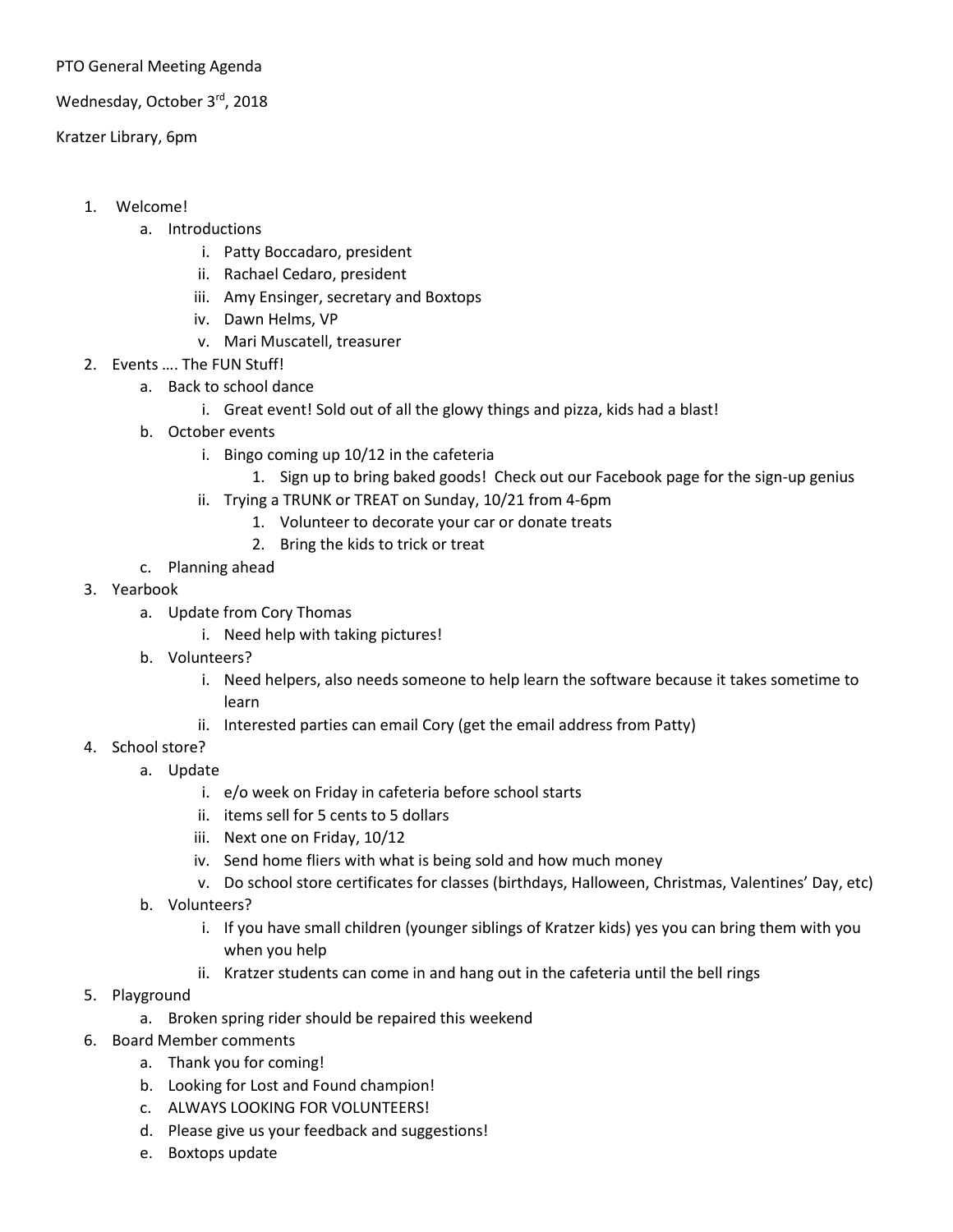PTO General Meeting Agenda

Wednesday, October 3rd, 2018

Kratzer Library, 6pm

1. Welcome!
    a. Introductions
        i. Patty Boccadaro, president
        ii. Rachael Cedaro, president
        iii. Amy Ensinger, secretary and Boxtops
        iv. Dawn Helms, VP
        v. Mari Muscatell, treasurer
2. Events …. The FUN Stuff!
    a. Back to school dance
        i. Great event! Sold out of all the glowy things and pizza, kids had a blast!
    b. October events
        i. Bingo coming up 10/12 in the cafeteria
            1. Sign up to bring baked goods! Check out our Facebook page for the sign-up genius
        ii. Trying a TRUNK or TREAT on Sunday, 10/21 from 4-6pm
            1. Volunteer to decorate your car or donate treats
            2. Bring the kids to trick or treat
    c. Planning ahead
3. Yearbook
    a. Update from Cory Thomas
        i. Need help with taking pictures!
    b. Volunteers?
        i. Need helpers, also needs someone to help learn the software because it takes sometime to learn
        ii. Interested parties can email Cory (get the email address from Patty)
4. School store?
    a. Update
        i. e/o week on Friday in cafeteria before school starts
        ii. items sell for 5 cents to 5 dollars
        iii. Next one on Friday, 10/12
        iv. Send home fliers with what is being sold and how much money
        v. Do school store certificates for classes (birthdays, Halloween, Christmas, Valentines' Day, etc)
    b. Volunteers?
        i. If you have small children (younger siblings of Kratzer kids) yes you can bring them with you when you help
        ii. Kratzer students can come in and hang out in the cafeteria until the bell rings
5. Playground
    a. Broken spring rider should be repaired this weekend
6. Board Member comments
    a. Thank you for coming!
    b. Looking for Lost and Found champion!
    c. ALWAYS LOOKING FOR VOLUNTEERS!
    d. Please give us your feedback and suggestions!
    e. Boxtops update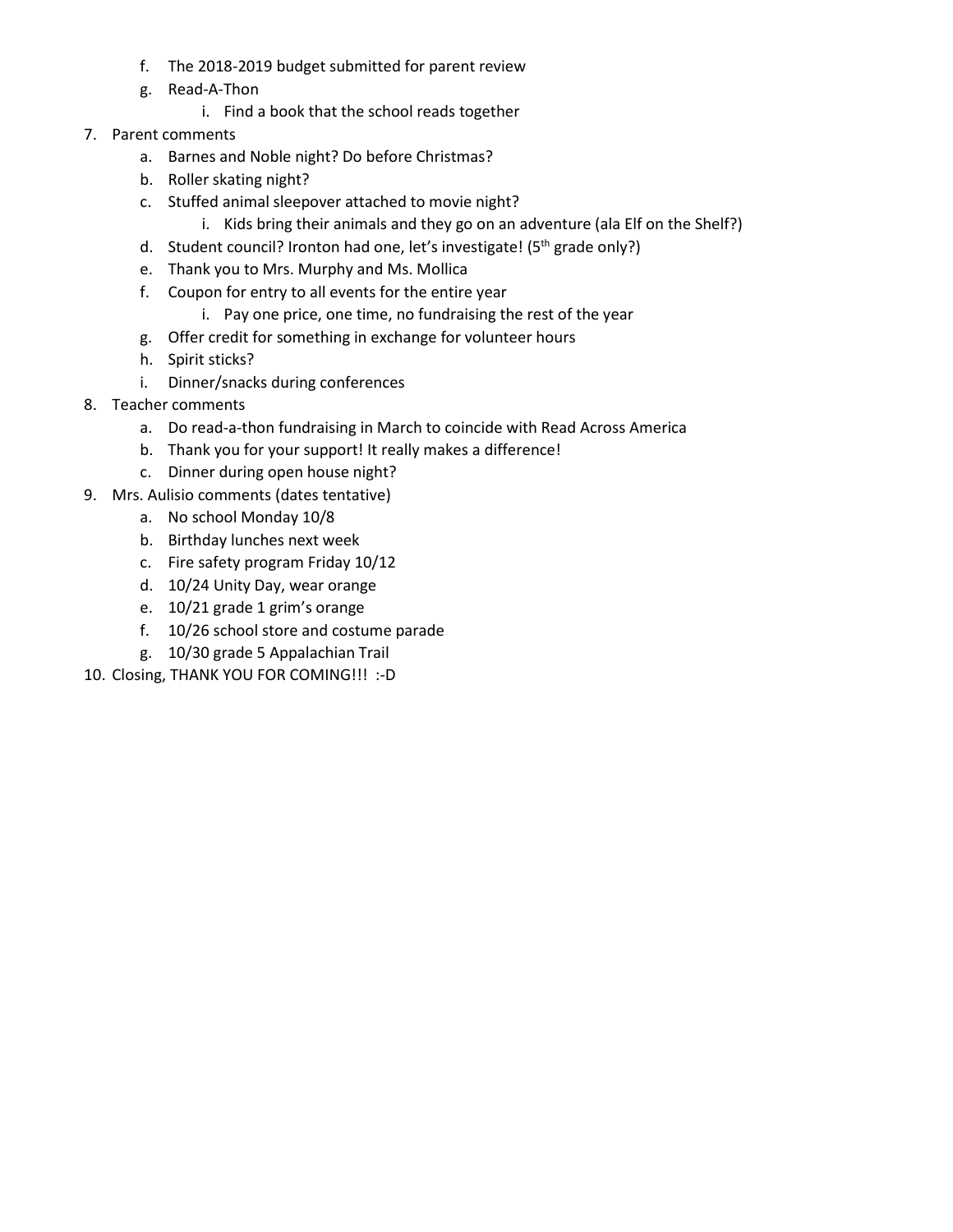f. The 2018-2019 budget submitted for parent review
   g. Read-A-Thon
      i. Find a book that the school reads together

7. Parent comments
   a. Barnes and Noble night? Do before Christmas?
   b. Roller skating night?
   c. Stuffed animal sleepover attached to movie night?
      i. Kids bring their animals and they go on an adventure (ala Elf on the Shelf?)
   d. Student council? Ironton had one, let's investigate! (5th grade only?)
   e. Thank you to Mrs. Murphy and Ms. Mollica
   f. Coupon for entry to all events for the entire year
      i. Pay one price, one time, no fundraising the rest of the year
   g. Offer credit for something in exchange for volunteer hours
   h. Spirit sticks?
   i. Dinner/snacks during conferences

8. Teacher comments
   a. Do read-a-thon fundraising in March to coincide with Read Across America
   b. Thank you for your support! It really makes a difference!
   c. Dinner during open house night?

9. Mrs. Aulisio comments (dates tentative)
   a. No school Monday 10/8
   b. Birthday lunches next week
   c. Fire safety program Friday 10/12
   d. 10/24 Unity Day, wear orange
   e. 10/21 grade 1 grim's orange
   f. 10/26 school store and costume parade
   g. 10/30 grade 5 Appalachian Trail

10. Closing, THANK YOU FOR COMING!!! :-D